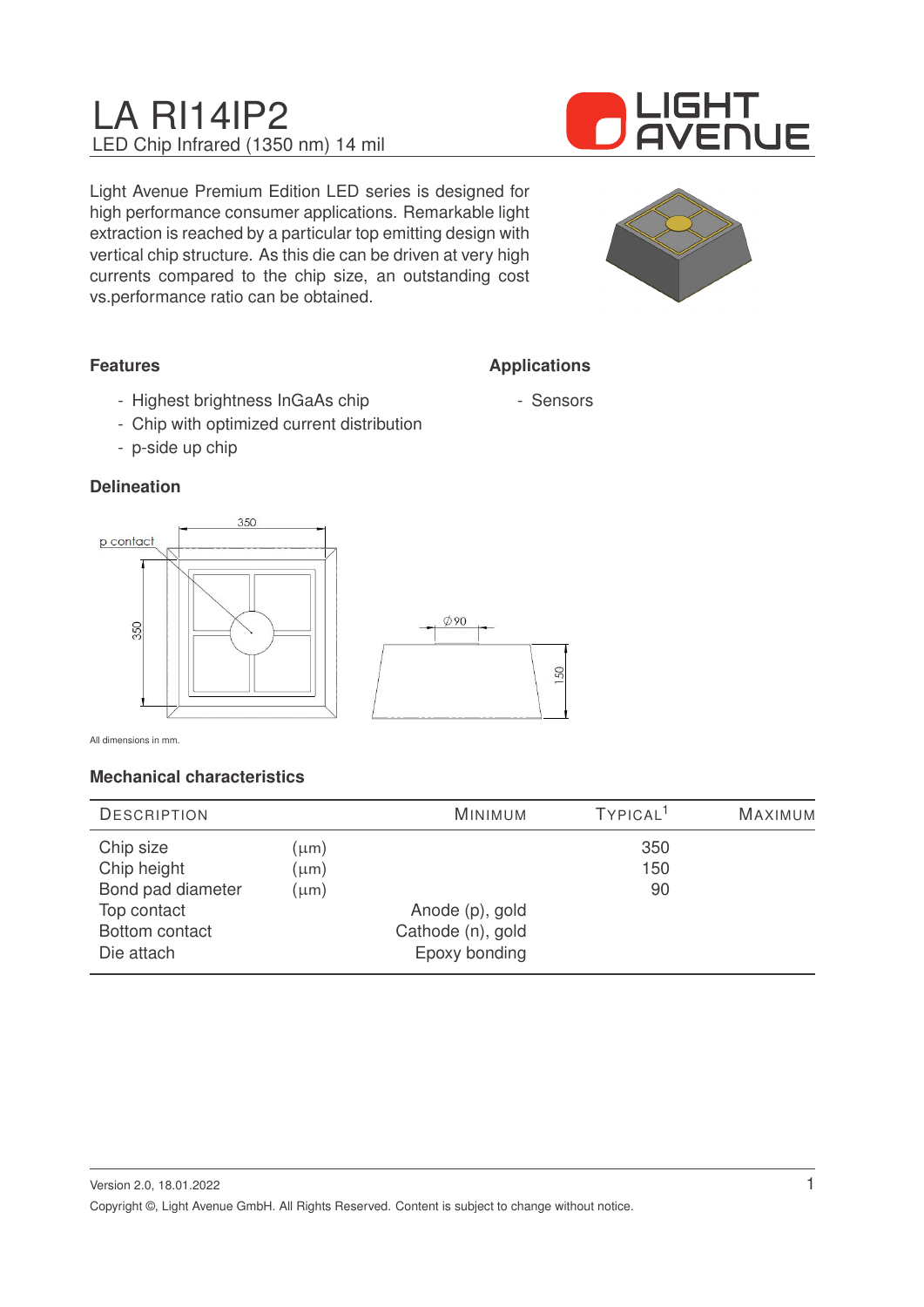# LA RI14IP2

LED Chip Infrared (1350 nm) 14 mil

Light Avenue Premium Edition LED series is designed for high performance consumer applications. Remarkable light extraction is reached by a particular top emitting design with vertical chip structure. As this die can be driven at very high currents compared to the chip size, an outstanding cost vs.performance ratio can be obtained.

### Features

- Highest brightness InGaAs chip
- Chip with optimized current distribution
- p-side up chip

### Applications

- Sensors

### Delineation

All dimensions in mm.

### Mechanical characteristics

| Description | | Minimum | Typical[1] | Maximum |
|---|---|---|---|---|
| Chip size | (µm) | | 350 | |
| Chip height | (µm) | | 150 | |
| Bond pad diameter | (µm) | | 90 | |
| Top contact | | Anode (p), gold | | |
| Bottom contact | | Cathode (n), gold | | |
| Die attach | | Epoxy bonding | | |

Version 2.0, 18.01.2022

Copyright ©, Light Avenue GmbH. All Rights Reserved. Content is subject to change without notice.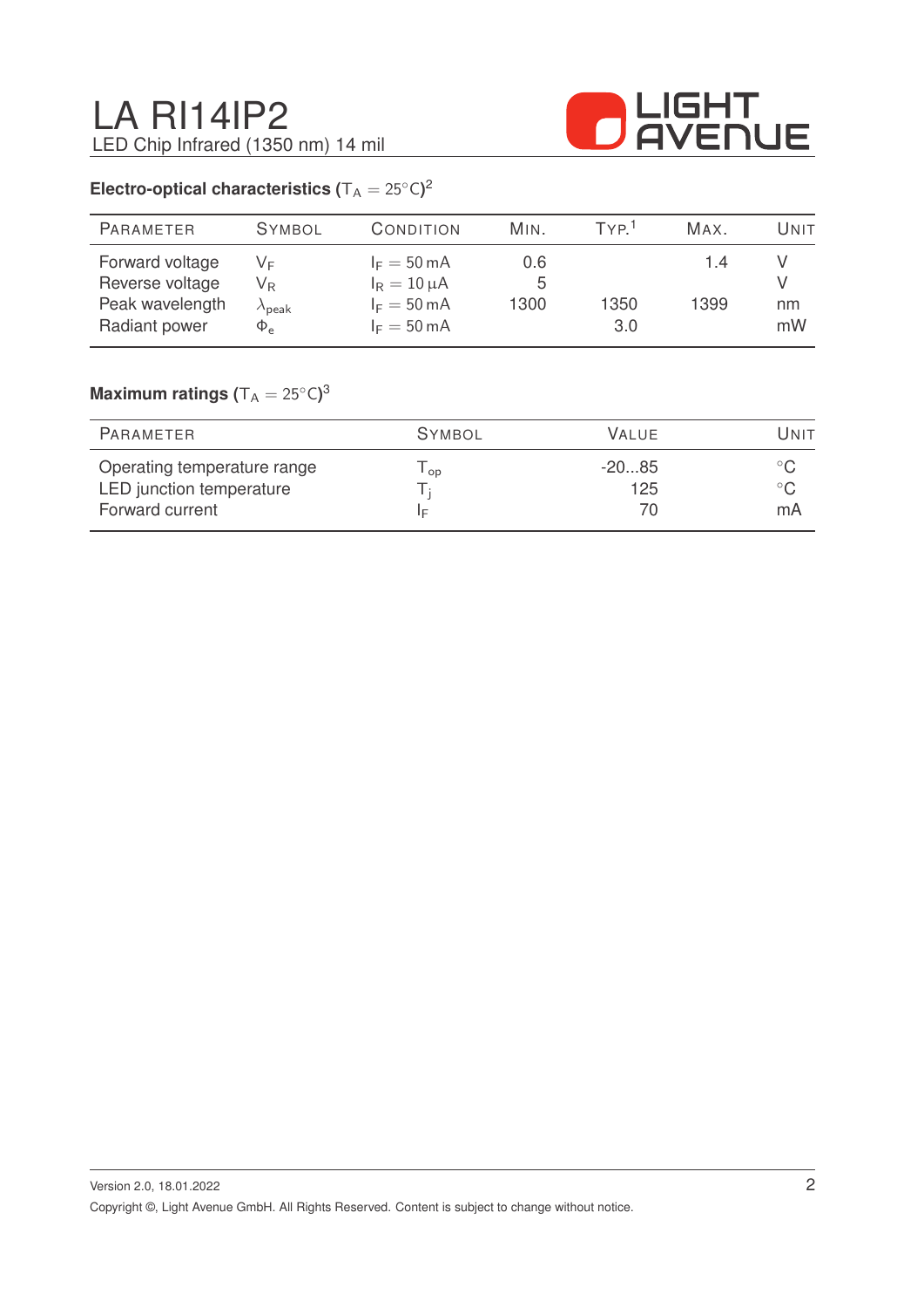# LA RI14IP2

LED Chip Infrared (1350 nm) 14 mil

### Electro-optical characteristics ($T_A = 25°C$)[2]

| Parameter | Symbol | Condition | Min. | Typ.[1] | Max. | Unit |
|---|---|---|---|---|---|---|
| Forward voltage | $V_F$ | $I_F = 50\,mA$ | 0.6 | | 1.4 | V |
| Reverse voltage | $V_R$ | $I_R = 10\,\mu A$ | 5 | | | V |
| Peak wavelength | $\lambda_{peak}$ | $I_F = 50\,mA$ | 1300 | 1350 | 1399 | nm |
| Radiant power | $\Phi_e$ | $I_F = 50\,mA$ | | 3.0 | | mW |

### Maximum ratings ($T_A = 25°C$)[3]

| Parameter | Symbol | Value | Unit |
|---|---|---|---|
| Operating temperature range | $T_{op}$ | -20...85 | °C |
| LED junction temperature | $T_j$ | 125 | °C |
| Forward current | $I_F$ | 70 | mA |

Version 2.0, 18.01.2022

Copyright ©, Light Avenue GmbH. All Rights Reserved. Content is subject to change without notice.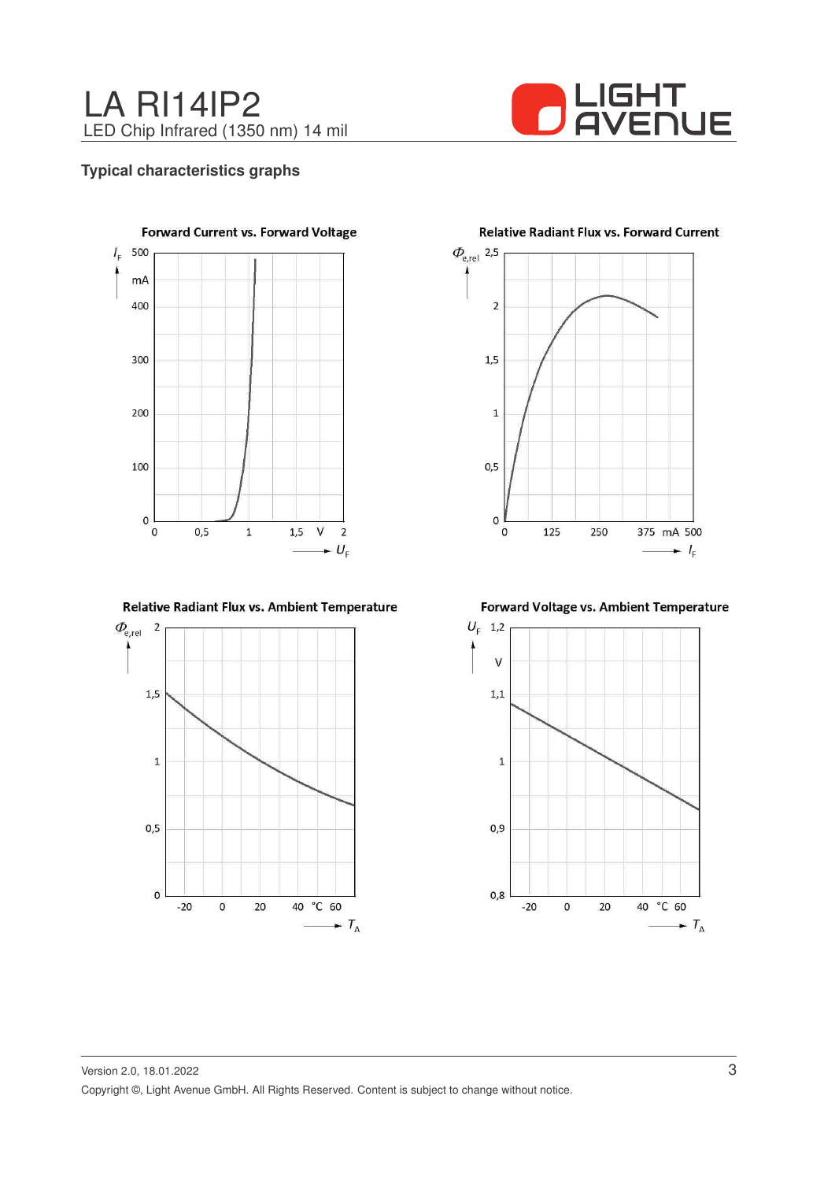## Typical characteristics graphs

**Forward Current vs. Forward Voltage**

$I_F$ (mA): 0, 100, 200, 300, 400, 500

$U_F$ (V): 0, 0,5, 1, 1,5, 2

**Relative Radiant Flux vs. Forward Current**

$\Phi_{e,rel}$: 0, 0,5, 1, 1,5, 2, 2,5

$I_F$ (mA): 0, 125, 250, 375, 500

**Relative Radiant Flux vs. Ambient Temperature**

$\Phi_{e,rel}$: 0, 0,5, 1, 1,5, 2

$T_A$ (°C): -20, 0, 20, 40, 60

**Forward Voltage vs. Ambient Temperature**

$U_F$ (V): 0,8, 0,9, 1, 1,1, 1,2

$T_A$ (°C): -20, 0, 20, 40, 60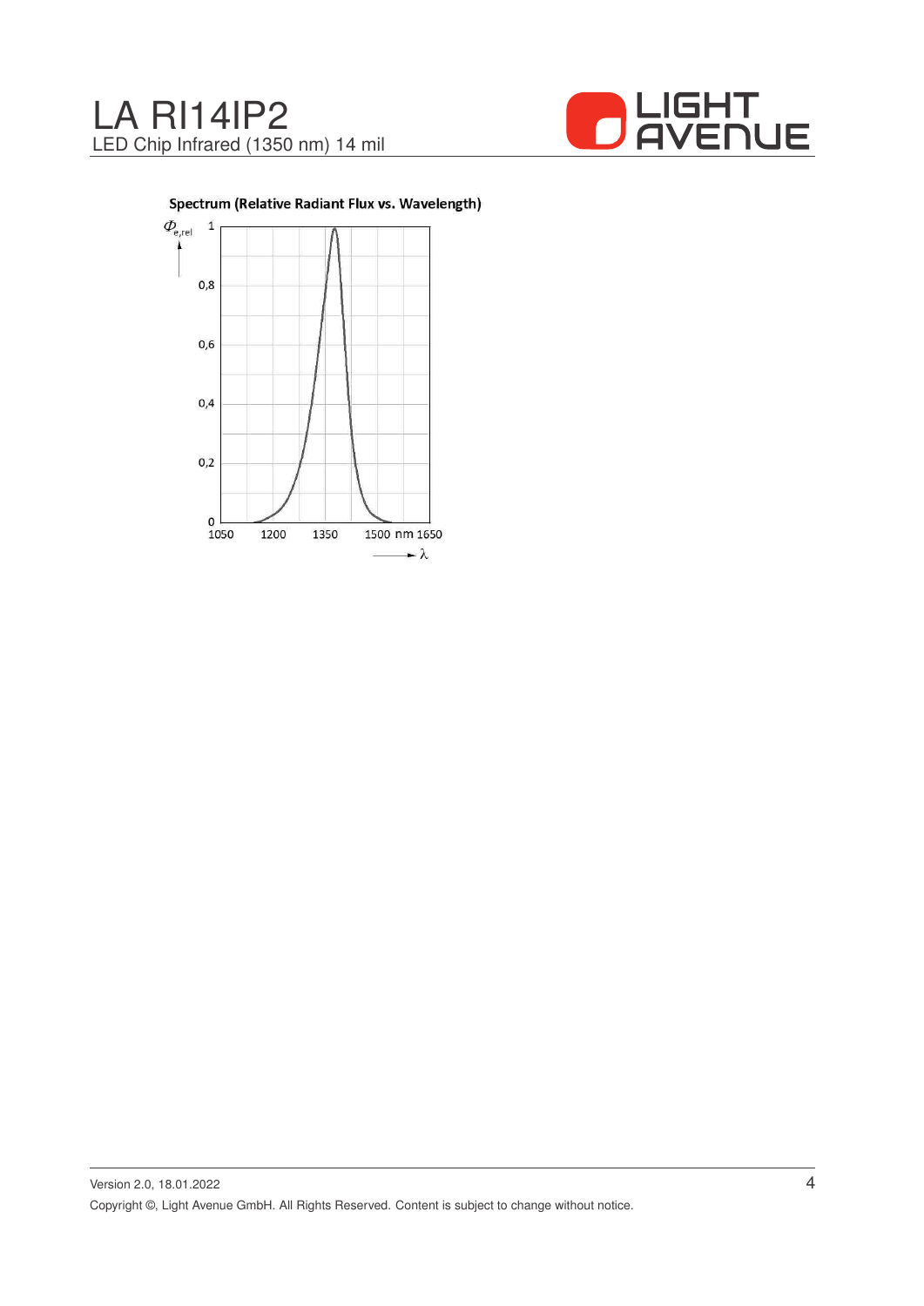## Spectrum (Relative Radiant Flux vs. Wavelength)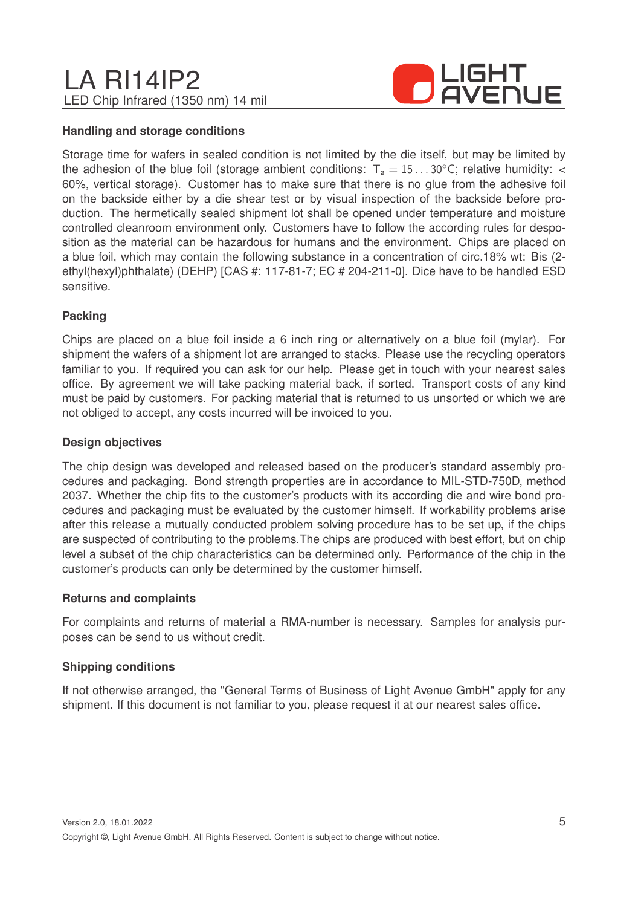## Handling and storage conditions

Storage time for wafers in sealed condition is not limited by the die itself, but may be limited by the adhesion of the blue foil (storage ambient conditions: $T_a = 15 \ldots 30°C$; relative humidity: < 60%, vertical storage). Customer has to make sure that there is no glue from the adhesive foil on the backside either by a die shear test or by visual inspection of the backside before production. The hermetically sealed shipment lot shall be opened under temperature and moisture controlled cleanroom environment only. Customers have to follow the according rules for desposition as the material can be hazardous for humans and the environment. Chips are placed on a blue foil, which may contain the following substance in a concentration of circ.18% wt: Bis (2-ethyl(hexyl)phthalate) (DEHP) [CAS #: 117-81-7; EC # 204-211-0]. Dice have to be handled ESD sensitive.

## Packing

Chips are placed on a blue foil inside a 6 inch ring or alternatively on a blue foil (mylar). For shipment the wafers of a shipment lot are arranged to stacks. Please use the recycling operators familiar to you. If required you can ask for our help. Please get in touch with your nearest sales office. By agreement we will take packing material back, if sorted. Transport costs of any kind must be paid by customers. For packing material that is returned to us unsorted or which we are not obliged to accept, any costs incurred will be invoiced to you.

## Design objectives

The chip design was developed and released based on the producer's standard assembly procedures and packaging. Bond strength properties are in accordance to MIL-STD-750D, method 2037. Whether the chip fits to the customer's products with its according die and wire bond procedures and packaging must be evaluated by the customer himself. If workability problems arise after this release a mutually conducted problem solving procedure has to be set up, if the chips are suspected of contributing to the problems.The chips are produced with best effort, but on chip level a subset of the chip characteristics can be determined only. Performance of the chip in the customer's products can only be determined by the customer himself.

## Returns and complaints

For complaints and returns of material a RMA-number is necessary. Samples for analysis purposes can be send to us without credit.

## Shipping conditions

If not otherwise arranged, the "General Terms of Business of Light Avenue GmbH" apply for any shipment. If this document is not familiar to you, please request it at our nearest sales office.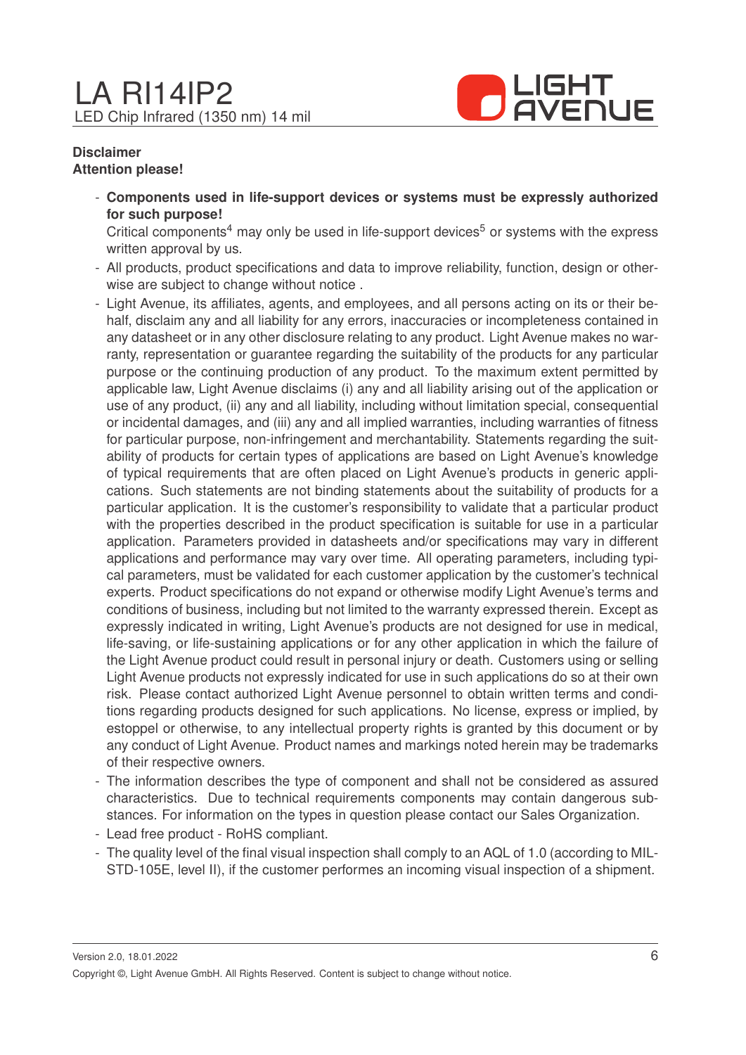**Disclaimer**
**Attention please!**

- **Components used in life-support devices or systems must be expressly authorized for such purpose!**
  Critical components[4] may only be used in life-support devices[5] or systems with the express written approval by us.
- All products, product specifications and data to improve reliability, function, design or otherwise are subject to change without notice .
- Light Avenue, its affiliates, agents, and employees, and all persons acting on its or their behalf, disclaim any and all liability for any errors, inaccuracies or incompleteness contained in any datasheet or in any other disclosure relating to any product. Light Avenue makes no warranty, representation or guarantee regarding the suitability of the products for any particular purpose or the continuing production of any product. To the maximum extent permitted by applicable law, Light Avenue disclaims (i) any and all liability arising out of the application or use of any product, (ii) any and all liability, including without limitation special, consequential or incidental damages, and (iii) any and all implied warranties, including warranties of fitness for particular purpose, non-infringement and merchantability. Statements regarding the suitability of products for certain types of applications are based on Light Avenue's knowledge of typical requirements that are often placed on Light Avenue's products in generic applications. Such statements are not binding statements about the suitability of products for a particular application. It is the customer's responsibility to validate that a particular product with the properties described in the product specification is suitable for use in a particular application. Parameters provided in datasheets and/or specifications may vary in different applications and performance may vary over time. All operating parameters, including typical parameters, must be validated for each customer application by the customer's technical experts. Product specifications do not expand or otherwise modify Light Avenue's terms and conditions of business, including but not limited to the warranty expressed therein. Except as expressly indicated in writing, Light Avenue's products are not designed for use in medical, life-saving, or life-sustaining applications or for any other application in which the failure of the Light Avenue product could result in personal injury or death. Customers using or selling Light Avenue products not expressly indicated for use in such applications do so at their own risk. Please contact authorized Light Avenue personnel to obtain written terms and conditions regarding products designed for such applications. No license, express or implied, by estoppel or otherwise, to any intellectual property rights is granted by this document or by any conduct of Light Avenue. Product names and markings noted herein may be trademarks of their respective owners.
- The information describes the type of component and shall not be considered as assured characteristics. Due to technical requirements components may contain dangerous substances. For information on the types in question please contact our Sales Organization.
- Lead free product - RoHS compliant.
- The quality level of the final visual inspection shall comply to an AQL of 1.0 (according to MIL-STD-105E, level II), if the customer performes an incoming visual inspection of a shipment.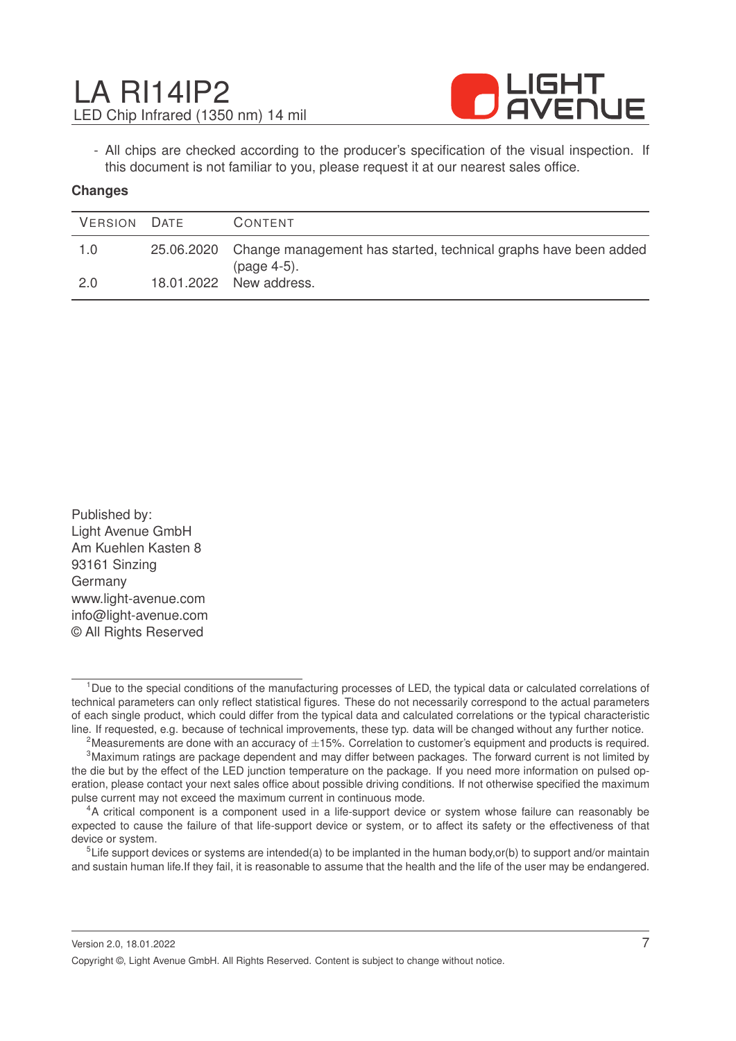- All chips are checked according to the producer's specification of the visual inspection. If this document is not familiar to you, please request it at our nearest sales office.

**Changes**

| VERSION | DATE | CONTENT |
|---|---|---|
| 1.0 | 25.06.2020 | Change management has started, technical graphs have been added (page 4-5). |
| 2.0 | 18.01.2022 | New address. |

Published by:
Light Avenue GmbH
Am Kuehlen Kasten 8
93161 Sinzing
Germany
www.light-avenue.com
info@light-avenue.com
© All Rights Reserved

[1] Due to the special conditions of the manufacturing processes of LED, the typical data or calculated correlations of technical parameters can only reflect statistical figures. These do not necessarily correspond to the actual parameters of each single product, which could differ from the typical data and calculated correlations or the typical characteristic line. If requested, e.g. because of technical improvements, these typ. data will be changed without any further notice.

[2] Measurements are done with an accuracy of $\pm$15%. Correlation to customer's equipment and products is required.

[3] Maximum ratings are package dependent and may differ between packages. The forward current is not limited by the die but by the effect of the LED junction temperature on the package. If you need more information on pulsed operation, please contact your next sales office about possible driving conditions. If not otherwise specified the maximum pulse current may not exceed the maximum current in continuous mode.

[4] A critical component is a component used in a life-support device or system whose failure can reasonably be expected to cause the failure of that life-support device or system, or to affect its safety or the effectiveness of that device or system.

[5] Life support devices or systems are intended(a) to be implanted in the human body,or(b) to support and/or maintain and sustain human life.If they fail, it is reasonable to assume that the health and the life of the user may be endangered.